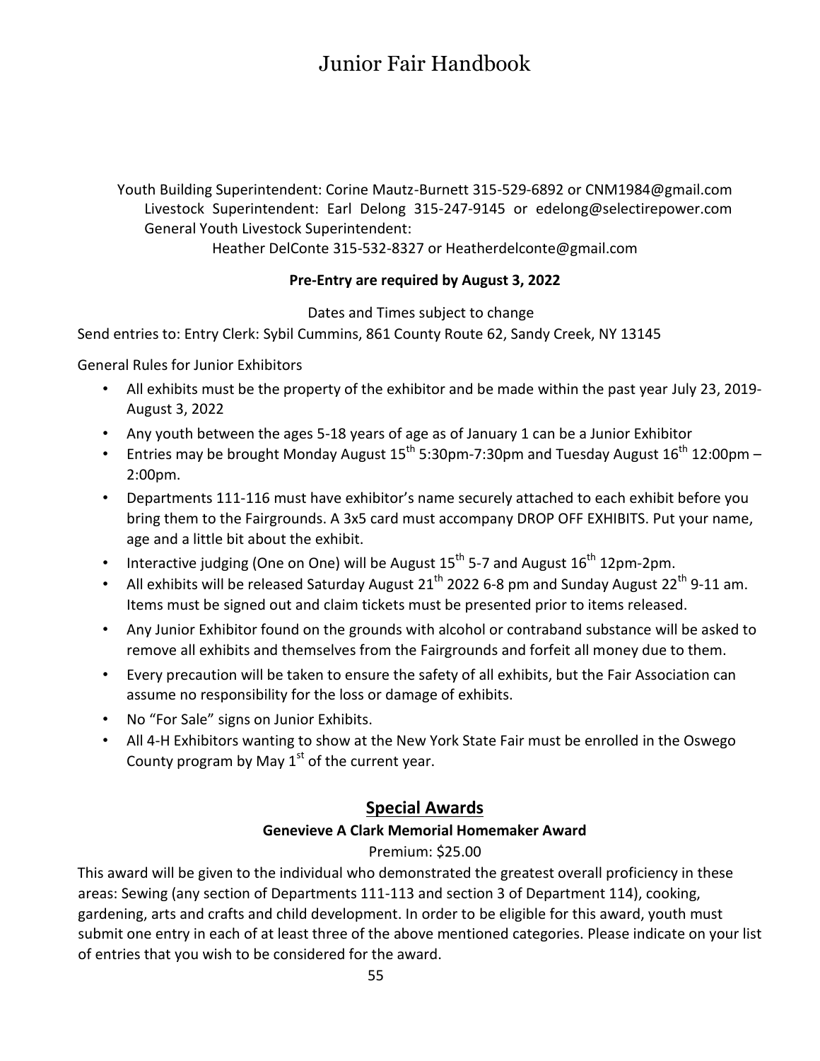# Junior Fair Handbook

Youth Building Superintendent: Corine Mautz-Burnett 315-529-6892 or CNM1984@gmail.com
Livestock Superintendent: Earl Delong 315-247-9145 or edelong@selectirepower.com
General Youth Livestock Superintendent:
Heather DelConte 315-532-8327 or Heatherdelconte@gmail.com

**Pre-Entry are required by August 3, 2022**

Dates and Times subject to change

Send entries to: Entry Clerk: Sybil Cummins, 861 County Route 62, Sandy Creek, NY 13145

General Rules for Junior Exhibitors

- All exhibits must be the property of the exhibitor and be made within the past year July 23, 2019-August 3, 2022
- Any youth between the ages 5-18 years of age as of January 1 can be a Junior Exhibitor
- Entries may be brought Monday August 15th 5:30pm-7:30pm and Tuesday August 16th 12:00pm – 2:00pm.
- Departments 111-116 must have exhibitor's name securely attached to each exhibit before you bring them to the Fairgrounds. A 3x5 card must accompany DROP OFF EXHIBITS. Put your name, age and a little bit about the exhibit.
- Interactive judging (One on One) will be August 15th 5-7 and August 16th 12pm-2pm.
- All exhibits will be released Saturday August 21st 2022 6-8 pm and Sunday August 22th 9-11 am. Items must be signed out and claim tickets must be presented prior to items released.
- Any Junior Exhibitor found on the grounds with alcohol or contraband substance will be asked to remove all exhibits and themselves from the Fairgrounds and forfeit all money due to them.
- Every precaution will be taken to ensure the safety of all exhibits, but the Fair Association can assume no responsibility for the loss or damage of exhibits.
- No "For Sale" signs on Junior Exhibits.
- All 4-H Exhibitors wanting to show at the New York State Fair must be enrolled in the Oswego County program by May 1st of the current year.

## Special Awards

### Genevieve A Clark Memorial Homemaker Award

Premium: $25.00

This award will be given to the individual who demonstrated the greatest overall proficiency in these areas: Sewing (any section of Departments 111-113 and section 3 of Department 114), cooking, gardening, arts and crafts and child development. In order to be eligible for this award, youth must submit one entry in each of at least three of the above mentioned categories. Please indicate on your list of entries that you wish to be considered for the award.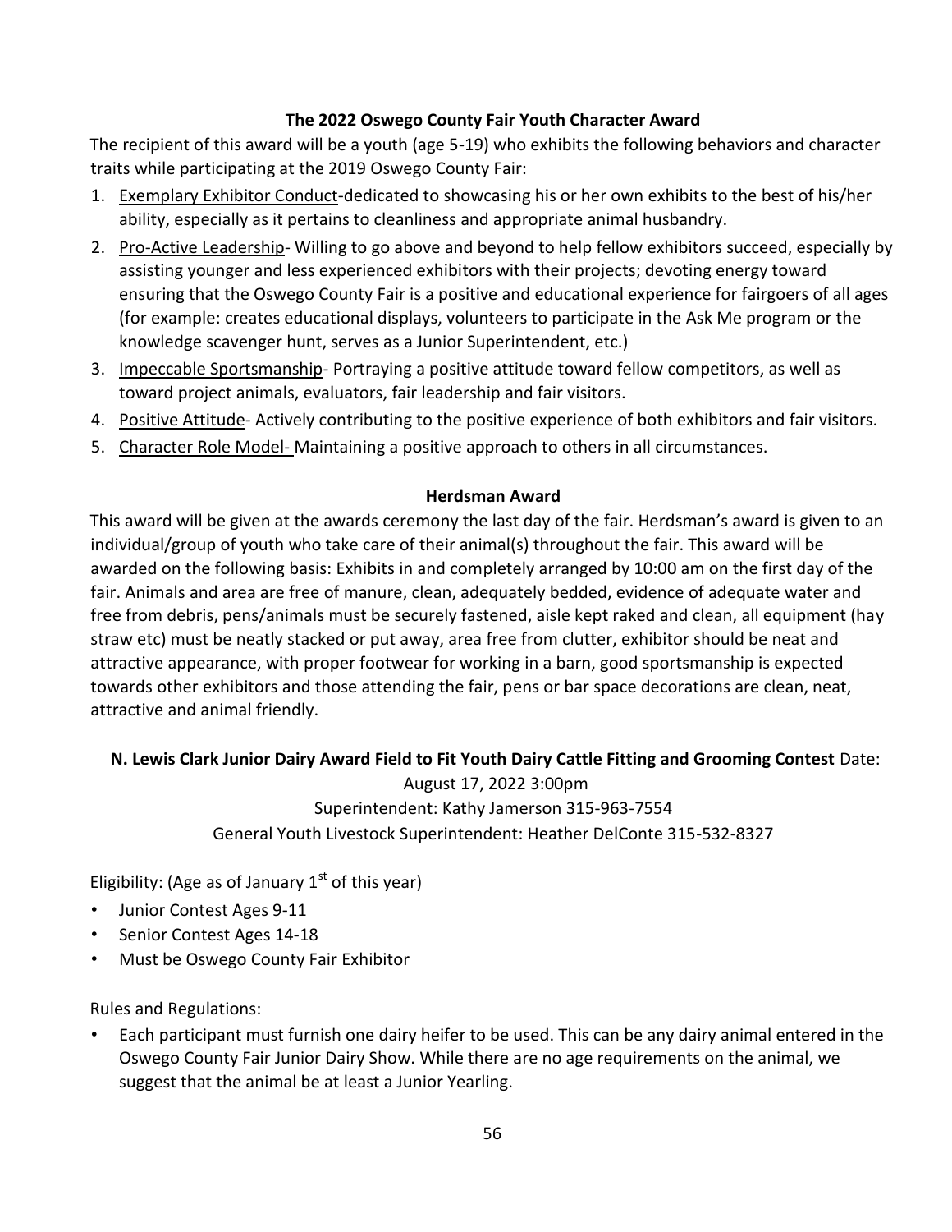## The 2022 Oswego County Fair Youth Character Award

The recipient of this award will be a youth (age 5-19) who exhibits the following behaviors and character traits while participating at the 2019 Oswego County Fair:

1. Exemplary Exhibitor Conduct-dedicated to showcasing his or her own exhibits to the best of his/her ability, especially as it pertains to cleanliness and appropriate animal husbandry.
2. Pro-Active Leadership- Willing to go above and beyond to help fellow exhibitors succeed, especially by assisting younger and less experienced exhibitors with their projects; devoting energy toward ensuring that the Oswego County Fair is a positive and educational experience for fairgoers of all ages (for example: creates educational displays, volunteers to participate in the Ask Me program or the knowledge scavenger hunt, serves as a Junior Superintendent, etc.)
3. Impeccable Sportsmanship- Portraying a positive attitude toward fellow competitors, as well as toward project animals, evaluators, fair leadership and fair visitors.
4. Positive Attitude- Actively contributing to the positive experience of both exhibitors and fair visitors.
5. Character Role Model- Maintaining a positive approach to others in all circumstances.

## Herdsman Award

This award will be given at the awards ceremony the last day of the fair. Herdsman's award is given to an individual/group of youth who take care of their animal(s) throughout the fair. This award will be awarded on the following basis: Exhibits in and completely arranged by 10:00 am on the first day of the fair. Animals and area are free of manure, clean, adequately bedded, evidence of adequate water and free from debris, pens/animals must be securely fastened, aisle kept raked and clean, all equipment (hay straw etc) must be neatly stacked or put away, area free from clutter, exhibitor should be neat and attractive appearance, with proper footwear for working in a barn, good sportsmanship is expected towards other exhibitors and those attending the fair, pens or bar space decorations are clean, neat, attractive and animal friendly.

## N. Lewis Clark Junior Dairy Award Field to Fit Youth Dairy Cattle Fitting and Grooming Contest

Date: August 17, 2022 3:00pm
Superintendent: Kathy Jamerson 315-963-7554
General Youth Livestock Superintendent: Heather DelConte 315-532-8327

Eligibility: (Age as of January 1st of this year)

- Junior Contest Ages 9-11
- Senior Contest Ages 14-18
- Must be Oswego County Fair Exhibitor

Rules and Regulations:

- Each participant must furnish one dairy heifer to be used. This can be any dairy animal entered in the Oswego County Fair Junior Dairy Show. While there are no age requirements on the animal, we suggest that the animal be at least a Junior Yearling.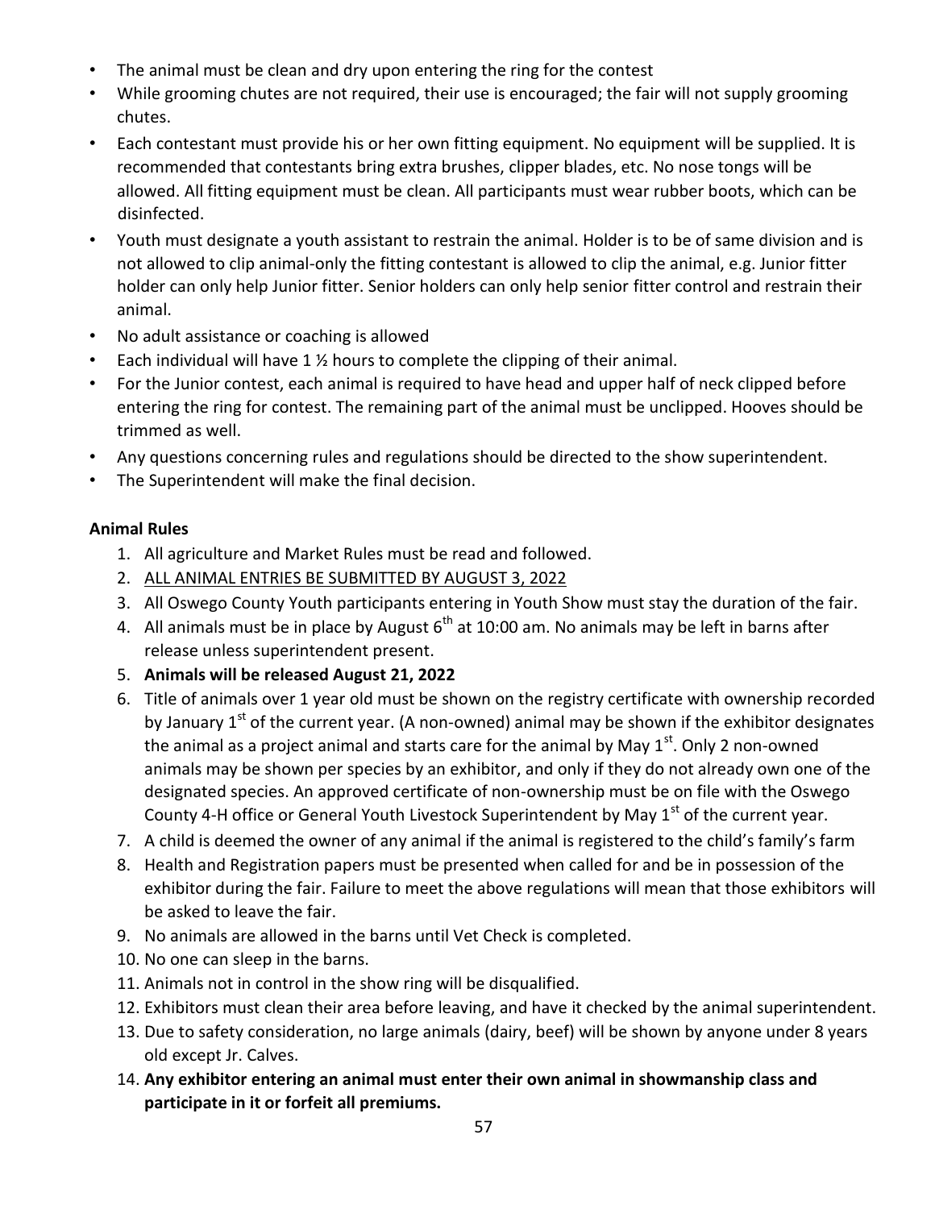- The animal must be clean and dry upon entering the ring for the contest
- While grooming chutes are not required, their use is encouraged; the fair will not supply grooming chutes.
- Each contestant must provide his or her own fitting equipment. No equipment will be supplied. It is recommended that contestants bring extra brushes, clipper blades, etc. No nose tongs will be allowed. All fitting equipment must be clean. All participants must wear rubber boots, which can be disinfected.
- Youth must designate a youth assistant to restrain the animal. Holder is to be of same division and is not allowed to clip animal-only the fitting contestant is allowed to clip the animal, e.g. Junior fitter holder can only help Junior fitter. Senior holders can only help senior fitter control and restrain their animal.
- No adult assistance or coaching is allowed
- Each individual will have 1 ½ hours to complete the clipping of their animal.
- For the Junior contest, each animal is required to have head and upper half of neck clipped before entering the ring for contest. The remaining part of the animal must be unclipped. Hooves should be trimmed as well.
- Any questions concerning rules and regulations should be directed to the show superintendent.
- The Superintendent will make the final decision.

**Animal Rules**

1. All agriculture and Market Rules must be read and followed.
2. <u>ALL ANIMAL ENTRIES BE SUBMITTED BY AUGUST 3, 2022</u>
3. All Oswego County Youth participants entering in Youth Show must stay the duration of the fair.
4. All animals must be in place by August 6th at 10:00 am. No animals may be left in barns after release unless superintendent present.
5. **Animals will be released August 21, 2022**
6. Title of animals over 1 year old must be shown on the registry certificate with ownership recorded by January 1st of the current year. (A non-owned) animal may be shown if the exhibitor designates the animal as a project animal and starts care for the animal by May 1st. Only 2 non-owned animals may be shown per species by an exhibitor, and only if they do not already own one of the designated species. An approved certificate of non-ownership must be on file with the Oswego County 4-H office or General Youth Livestock Superintendent by May 1st of the current year.
7. A child is deemed the owner of any animal if the animal is registered to the child's family's farm
8. Health and Registration papers must be presented when called for and be in possession of the exhibitor during the fair. Failure to meet the above regulations will mean that those exhibitors will be asked to leave the fair.
9. No animals are allowed in the barns until Vet Check is completed.
10. No one can sleep in the barns.
11. Animals not in control in the show ring will be disqualified.
12. Exhibitors must clean their area before leaving, and have it checked by the animal superintendent.
13. Due to safety consideration, no large animals (dairy, beef) will be shown by anyone under 8 years old except Jr. Calves.
14. **Any exhibitor entering an animal must enter their own animal in showmanship class and participate in it or forfeit all premiums.**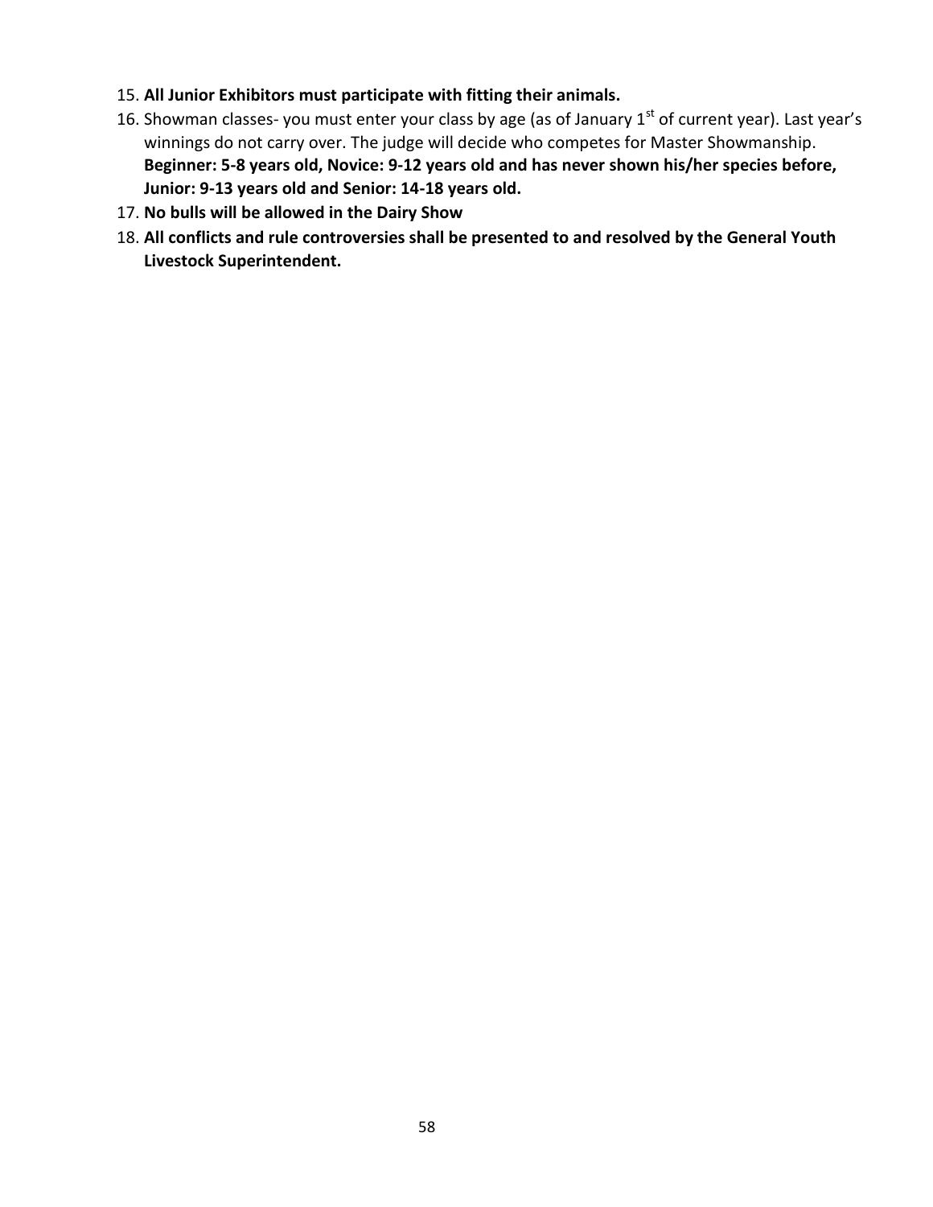15. **All Junior Exhibitors must participate with fitting their animals.**
16. Showman classes- you must enter your class by age (as of January 1st of current year). Last year's winnings do not carry over. The judge will decide who competes for Master Showmanship. **Beginner: 5-8 years old, Novice: 9-12 years old and has never shown his/her species before, Junior: 9-13 years old and Senior: 14-18 years old.**
17. **No bulls will be allowed in the Dairy Show**
18. **All conflicts and rule controversies shall be presented to and resolved by the General Youth Livestock Superintendent.**